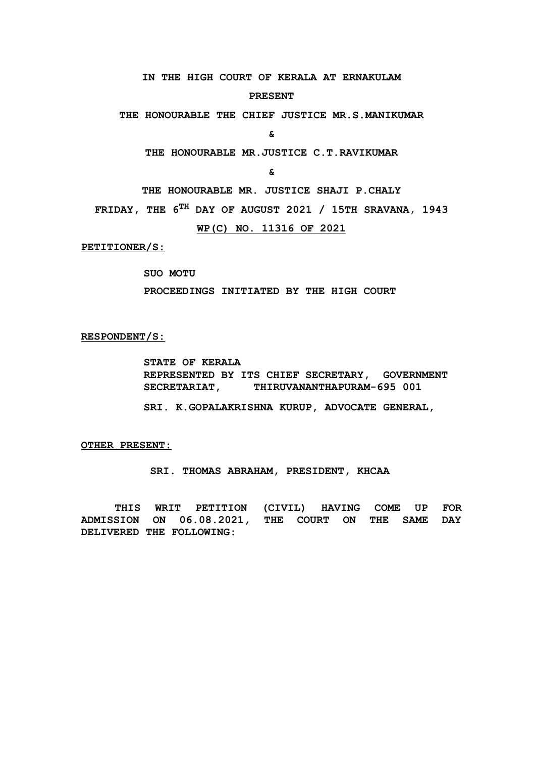**IN THE HIGH COURT OF KERALA AT ERNAKULAM**

**PRESENT**

**THE HONOURABLE THE CHIEF JUSTICE MR.S.MANIKUMAR**

**&**

**THE HONOURABLE MR.JUSTICE C.T.RAVIKUMAR**

**&**

**THE HONOURABLE MR. JUSTICE SHAJI P.CHALY**

**FRIDAY, THE 6TH DAY OF AUGUST 2021 / 15TH SRAVANA, 1943**

**WP(C) NO. 11316 OF 2021**

**PETITIONER/S:**

**SUO MOTU**

**PROCEEDINGS INITIATED BY THE HIGH COURT**

**RESPONDENT/S:**

**STATE OF KERALA**
**REPRESENTED BY ITS CHIEF SECRETARY, GOVERNMENT SECRETARIAT, THIRUVANANTHAPURAM-695 001**

**SRI. K.GOPALAKRISHNA KURUP, ADVOCATE GENERAL,**

**OTHER PRESENT:**

**SRI. THOMAS ABRAHAM, PRESIDENT, KHCAA**

**THIS WRIT PETITION (CIVIL) HAVING COME UP FOR ADMISSION ON 06.08.2021, THE COURT ON THE SAME DAY DELIVERED THE FOLLOWING:**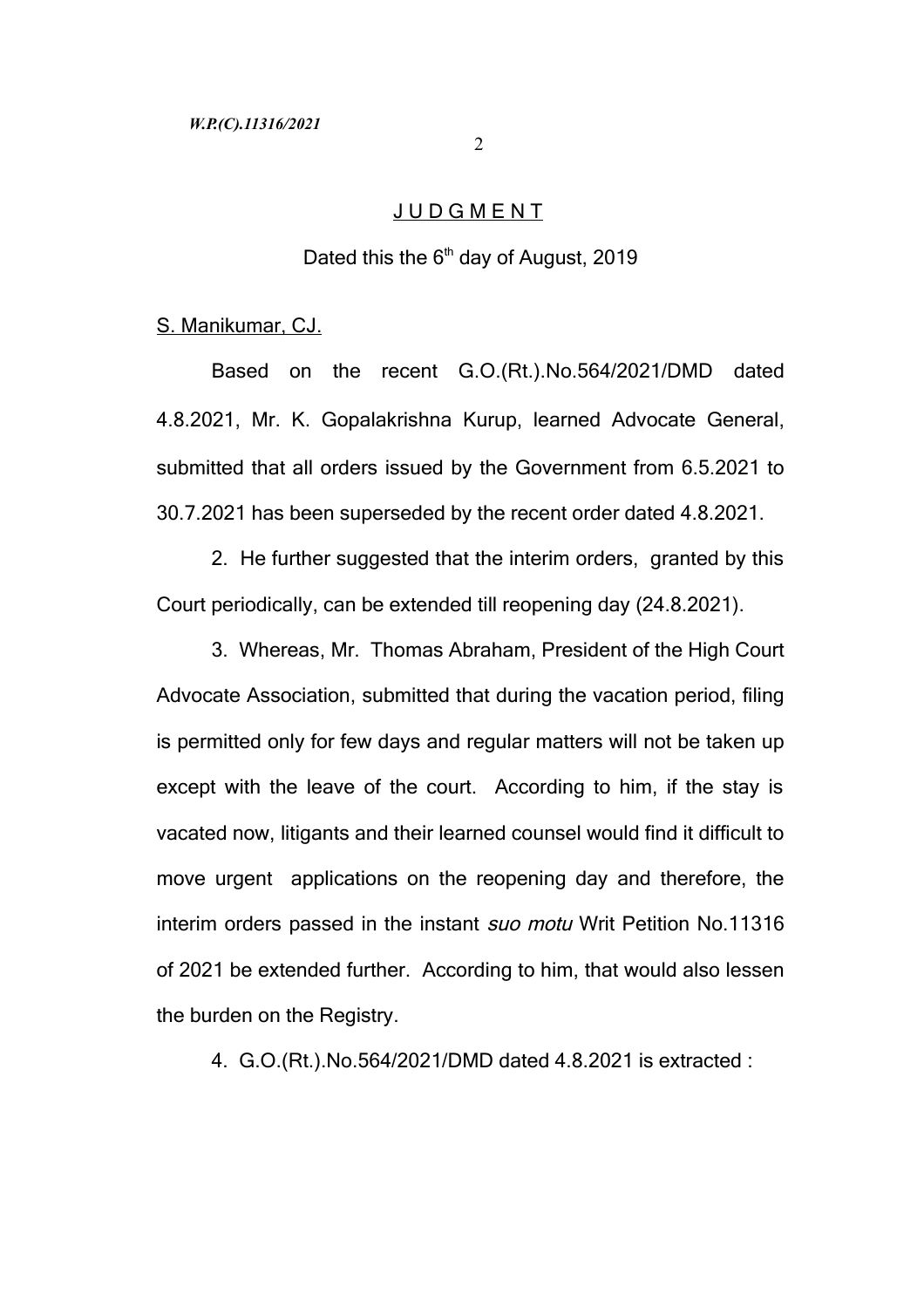# J U D G M E N T

Dated this the 6[th] day of August, 2019

S. Manikumar, CJ.

Based on the recent G.O.(Rt.).No.564/2021/DMD dated 4.8.2021, Mr. K. Gopalakrishna Kurup, learned Advocate General, submitted that all orders issued by the Government from 6.5.2021 to 30.7.2021 has been superseded by the recent order dated 4.8.2021.

2. He further suggested that the interim orders, granted by this Court periodically, can be extended till reopening day (24.8.2021).

3. Whereas, Mr. Thomas Abraham, President of the High Court Advocate Association, submitted that during the vacation period, filing is permitted only for few days and regular matters will not be taken up except with the leave of the court. According to him, if the stay is vacated now, litigants and their learned counsel would find it difficult to move urgent applications on the reopening day and therefore, the interim orders passed in the instant *suo motu* Writ Petition No.11316 of 2021 be extended further. According to him, that would also lessen the burden on the Registry.

4. G.O.(Rt.).No.564/2021/DMD dated 4.8.2021 is extracted :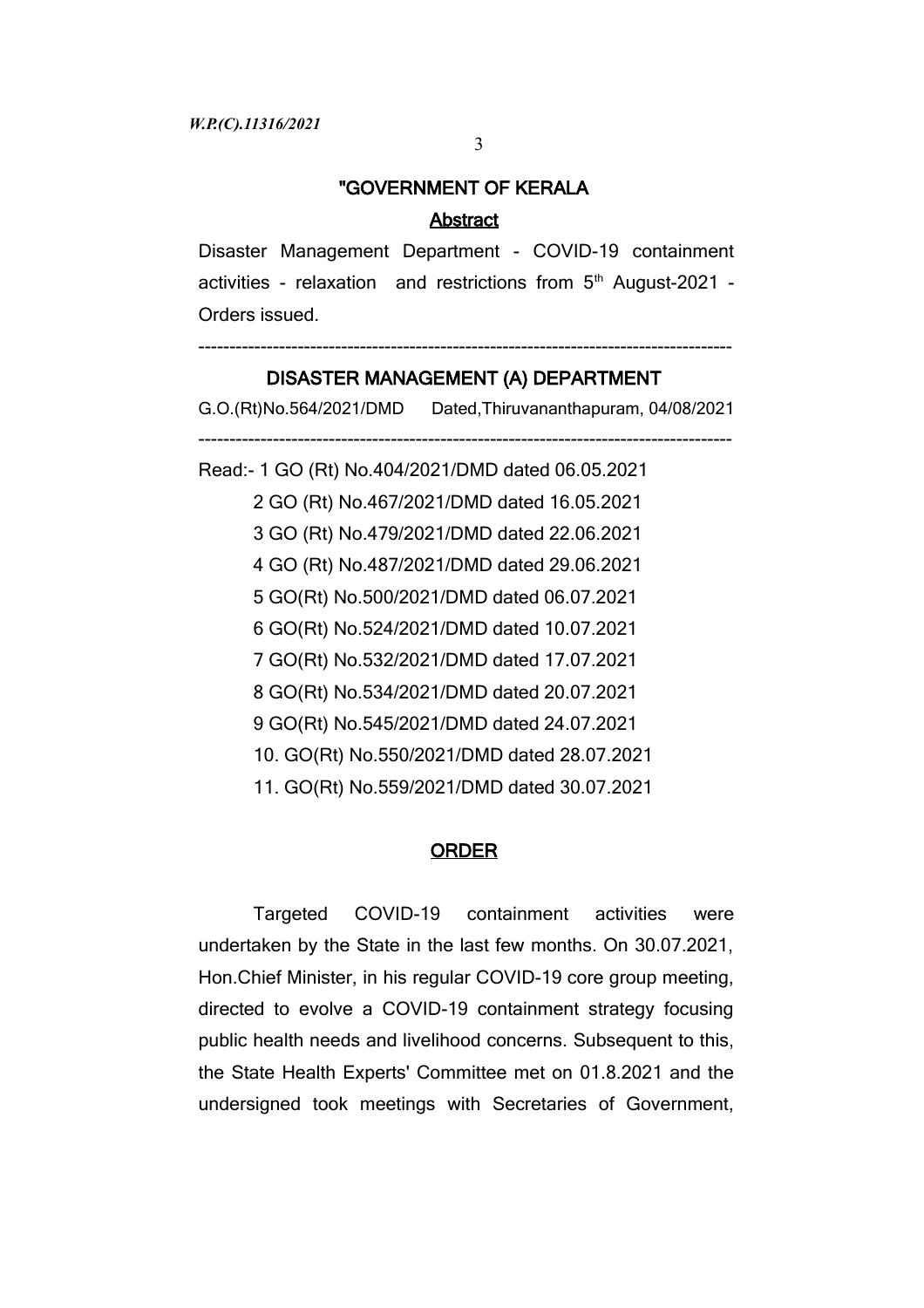"GOVERNMENT OF KERALA

**Abstract**

Disaster Management Department - COVID-19 containment activities - relaxation and restrictions from 5th August-2021 - Orders issued.

---

**DISASTER MANAGEMENT (A) DEPARTMENT**

G.O.(Rt)No.564/2021/DMD Dated,Thiruvananthapuram, 04/08/2021

---

Read:- 1 GO (Rt) No.404/2021/DMD dated 06.05.2021

2 GO (Rt) No.467/2021/DMD dated 16.05.2021

3 GO (Rt) No.479/2021/DMD dated 22.06.2021

4 GO (Rt) No.487/2021/DMD dated 29.06.2021

5 GO(Rt) No.500/2021/DMD dated 06.07.2021

6 GO(Rt) No.524/2021/DMD dated 10.07.2021

7 GO(Rt) No.532/2021/DMD dated 17.07.2021

8 GO(Rt) No.534/2021/DMD dated 20.07.2021

9 GO(Rt) No.545/2021/DMD dated 24.07.2021

10. GO(Rt) No.550/2021/DMD dated 28.07.2021

11. GO(Rt) No.559/2021/DMD dated 30.07.2021

**ORDER**

Targeted COVID-19 containment activities were undertaken by the State in the last few months. On 30.07.2021, Hon.Chief Minister, in his regular COVID-19 core group meeting, directed to evolve a COVID-19 containment strategy focusing public health needs and livelihood concerns. Subsequent to this, the State Health Experts' Committee met on 01.8.2021 and the undersigned took meetings with Secretaries of Government,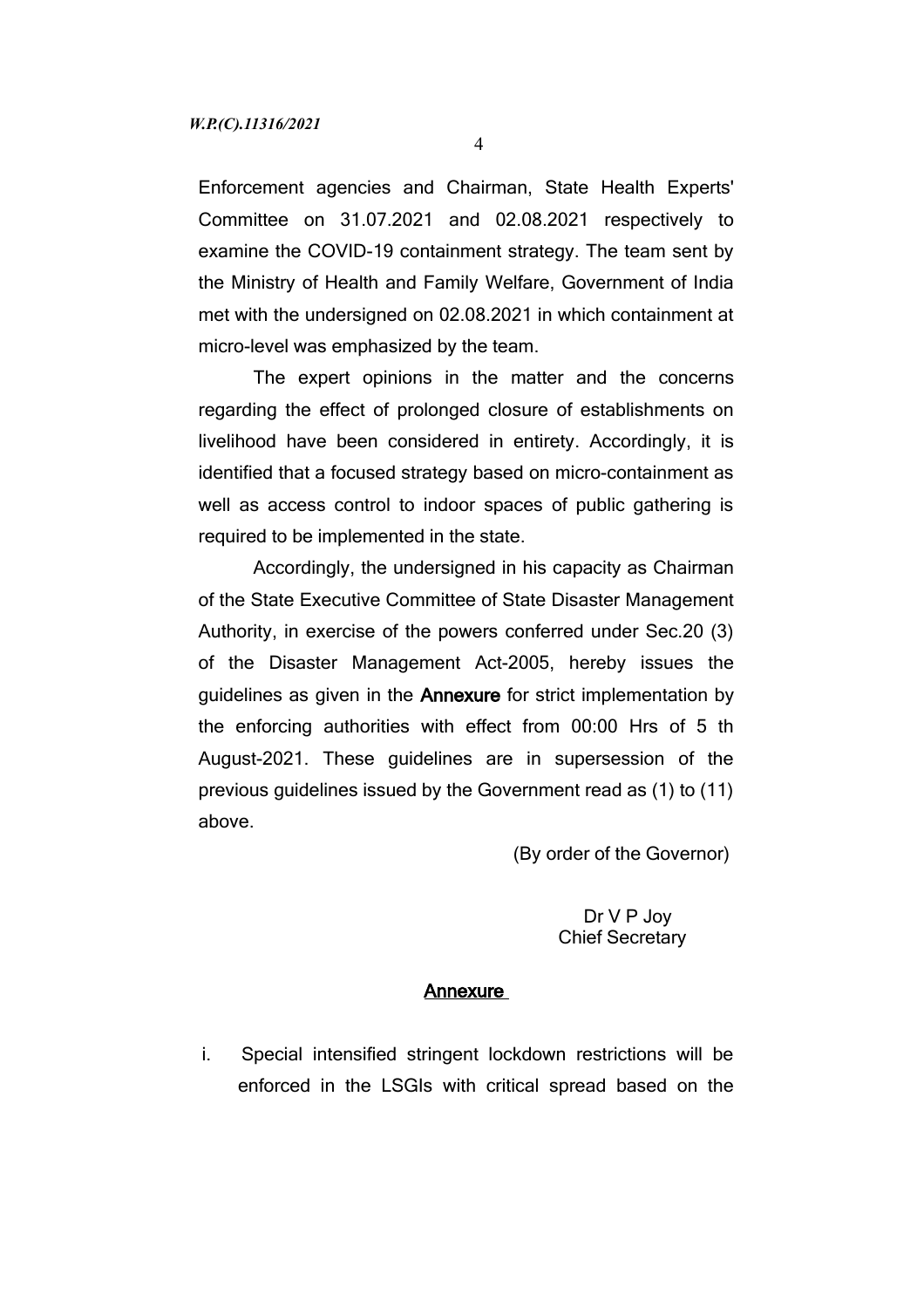Enforcement agencies and Chairman, State Health Experts' Committee on 31.07.2021 and 02.08.2021 respectively to examine the COVID-19 containment strategy. The team sent by the Ministry of Health and Family Welfare, Government of India met with the undersigned on 02.08.2021 in which containment at micro-level was emphasized by the team.

The expert opinions in the matter and the concerns regarding the effect of prolonged closure of establishments on livelihood have been considered in entirety. Accordingly, it is identified that a focused strategy based on micro-containment as well as access control to indoor spaces of public gathering is required to be implemented in the state.

Accordingly, the undersigned in his capacity as Chairman of the State Executive Committee of State Disaster Management Authority, in exercise of the powers conferred under Sec.20 (3) of the Disaster Management Act-2005, hereby issues the guidelines as given in the **Annexure** for strict implementation by the enforcing authorities with effect from 00:00 Hrs of 5 th August-2021. These guidelines are in supersession of the previous guidelines issued by the Government read as (1) to (11) above.

(By order of the Governor)

Dr V P Joy
Chief Secretary

## Annexure

i. Special intensified stringent lockdown restrictions will be enforced in the LSGIs with critical spread based on the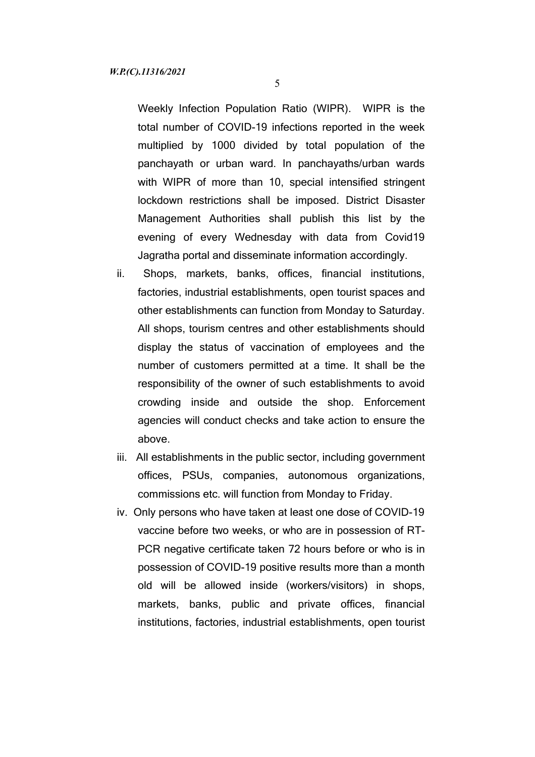Weekly Infection Population Ratio (WIPR). WIPR is the total number of COVID-19 infections reported in the week multiplied by 1000 divided by total population of the panchayath or urban ward. In panchayaths/urban wards with WIPR of more than 10, special intensified stringent lockdown restrictions shall be imposed. District Disaster Management Authorities shall publish this list by the evening of every Wednesday with data from Covid19 Jagratha portal and disseminate information accordingly.

ii. Shops, markets, banks, offices, financial institutions, factories, industrial establishments, open tourist spaces and other establishments can function from Monday to Saturday. All shops, tourism centres and other establishments should display the status of vaccination of employees and the number of customers permitted at a time. It shall be the responsibility of the owner of such establishments to avoid crowding inside and outside the shop. Enforcement agencies will conduct checks and take action to ensure the above.

iii. All establishments in the public sector, including government offices, PSUs, companies, autonomous organizations, commissions etc. will function from Monday to Friday.

iv. Only persons who have taken at least one dose of COVID-19 vaccine before two weeks, or who are in possession of RT-PCR negative certificate taken 72 hours before or who is in possession of COVID-19 positive results more than a month old will be allowed inside (workers/visitors) in shops, markets, banks, public and private offices, financial institutions, factories, industrial establishments, open tourist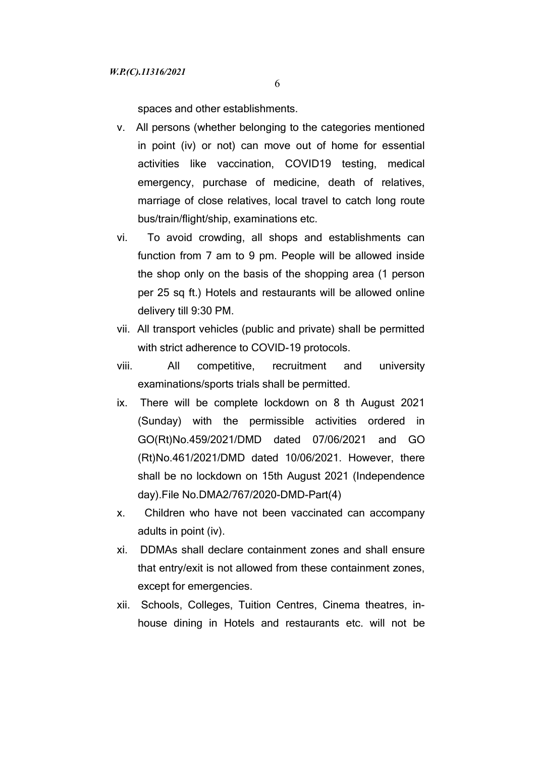spaces and other establishments.

v. All persons (whether belonging to the categories mentioned in point (iv) or not) can move out of home for essential activities like vaccination, COVID19 testing, medical emergency, purchase of medicine, death of relatives, marriage of close relatives, local travel to catch long route bus/train/flight/ship, examinations etc.

vi. To avoid crowding, all shops and establishments can function from 7 am to 9 pm. People will be allowed inside the shop only on the basis of the shopping area (1 person per 25 sq ft.) Hotels and restaurants will be allowed online delivery till 9:30 PM.

vii. All transport vehicles (public and private) shall be permitted with strict adherence to COVID-19 protocols.

viii. All competitive, recruitment and university examinations/sports trials shall be permitted.

ix. There will be complete lockdown on 8 th August 2021 (Sunday) with the permissible activities ordered in GO(Rt)No.459/2021/DMD dated 07/06/2021 and GO (Rt)No.461/2021/DMD dated 10/06/2021. However, there shall be no lockdown on 15th August 2021 (Independence day).File No.DMA2/767/2020-DMD-Part(4)

x. Children who have not been vaccinated can accompany adults in point (iv).

xi. DDMAs shall declare containment zones and shall ensure that entry/exit is not allowed from these containment zones, except for emergencies.

xii. Schools, Colleges, Tuition Centres, Cinema theatres, in-house dining in Hotels and restaurants etc. will not be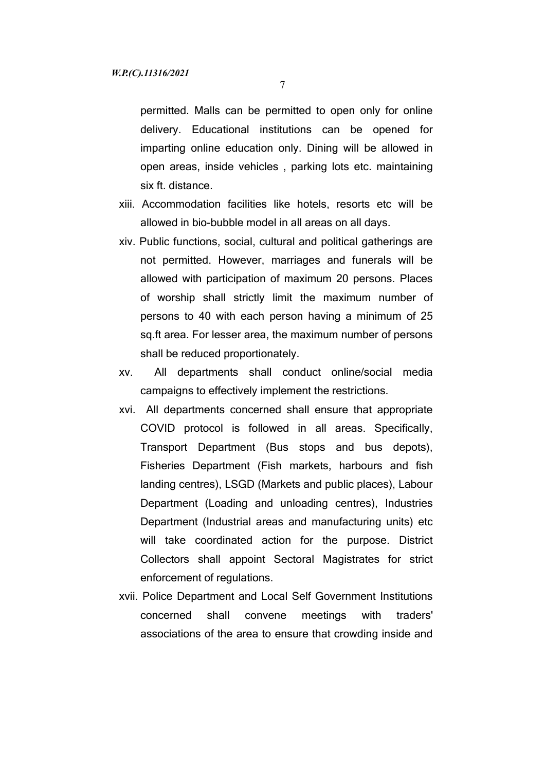permitted. Malls can be permitted to open only for online delivery. Educational institutions can be opened for imparting online education only. Dining will be allowed in open areas, inside vehicles , parking lots etc. maintaining six ft. distance.

xiii. Accommodation facilities like hotels, resorts etc will be allowed in bio-bubble model in all areas on all days.

xiv. Public functions, social, cultural and political gatherings are not permitted. However, marriages and funerals will be allowed with participation of maximum 20 persons. Places of worship shall strictly limit the maximum number of persons to 40 with each person having a minimum of 25 sq.ft area. For lesser area, the maximum number of persons shall be reduced proportionately.

xv. All departments shall conduct online/social media campaigns to effectively implement the restrictions.

xvi. All departments concerned shall ensure that appropriate COVID protocol is followed in all areas. Specifically, Transport Department (Bus stops and bus depots), Fisheries Department (Fish markets, harbours and fish landing centres), LSGD (Markets and public places), Labour Department (Loading and unloading centres), Industries Department (Industrial areas and manufacturing units) etc will take coordinated action for the purpose. District Collectors shall appoint Sectoral Magistrates for strict enforcement of regulations.

xvii. Police Department and Local Self Government Institutions concerned shall convene meetings with traders' associations of the area to ensure that crowding inside and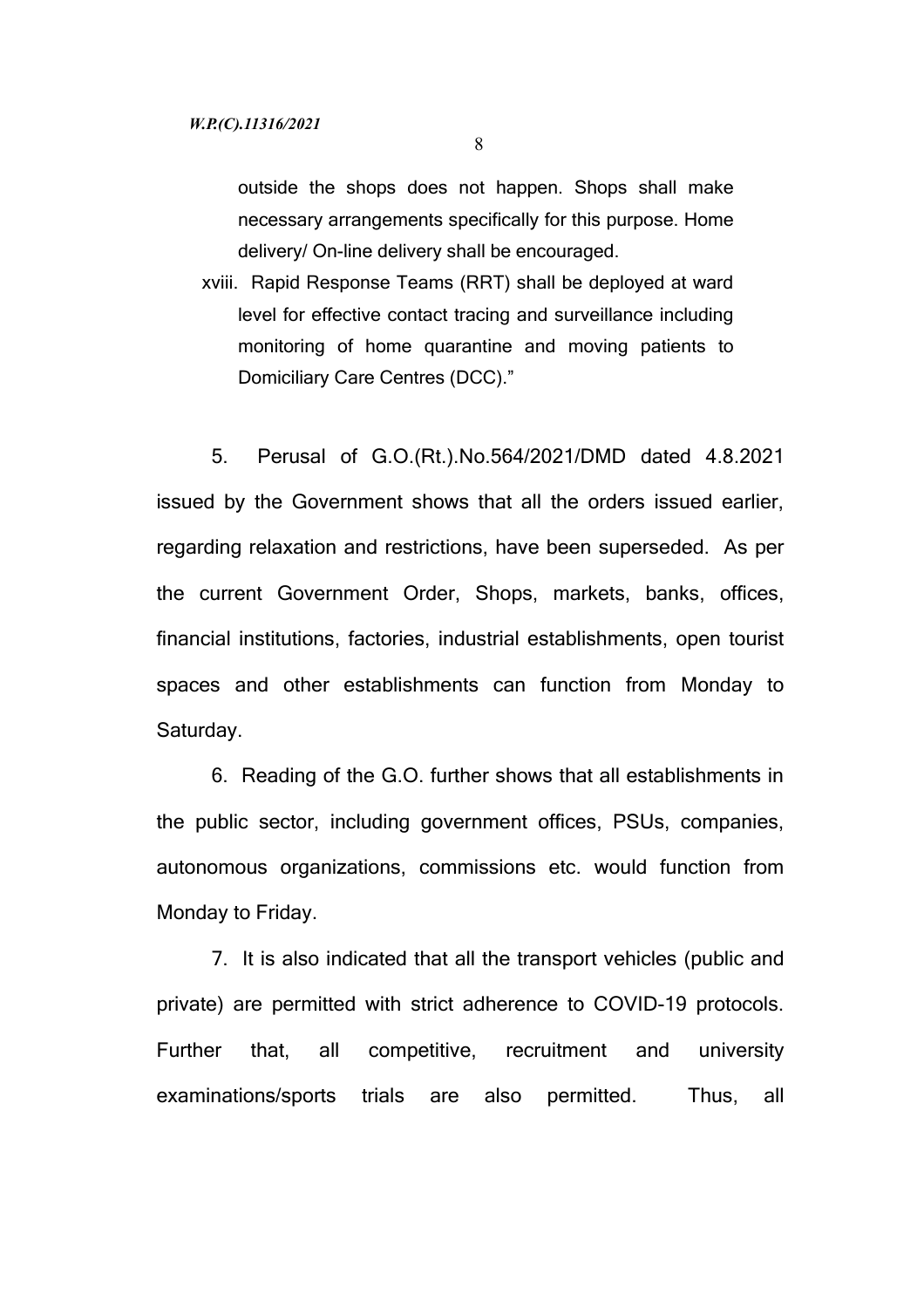outside the shops does not happen. Shops shall make necessary arrangements specifically for this purpose. Home delivery/ On-line delivery shall be encouraged.

xviii. Rapid Response Teams (RRT) shall be deployed at ward level for effective contact tracing and surveillance including monitoring of home quarantine and moving patients to Domiciliary Care Centres (DCC)."

5. Perusal of G.O.(Rt.).No.564/2021/DMD dated 4.8.2021 issued by the Government shows that all the orders issued earlier, regarding relaxation and restrictions, have been superseded. As per the current Government Order, Shops, markets, banks, offices, financial institutions, factories, industrial establishments, open tourist spaces and other establishments can function from Monday to Saturday.

6. Reading of the G.O. further shows that all establishments in the public sector, including government offices, PSUs, companies, autonomous organizations, commissions etc. would function from Monday to Friday.

7. It is also indicated that all the transport vehicles (public and private) are permitted with strict adherence to COVID-19 protocols. Further that, all competitive, recruitment and university examinations/sports trials are also permitted. Thus, all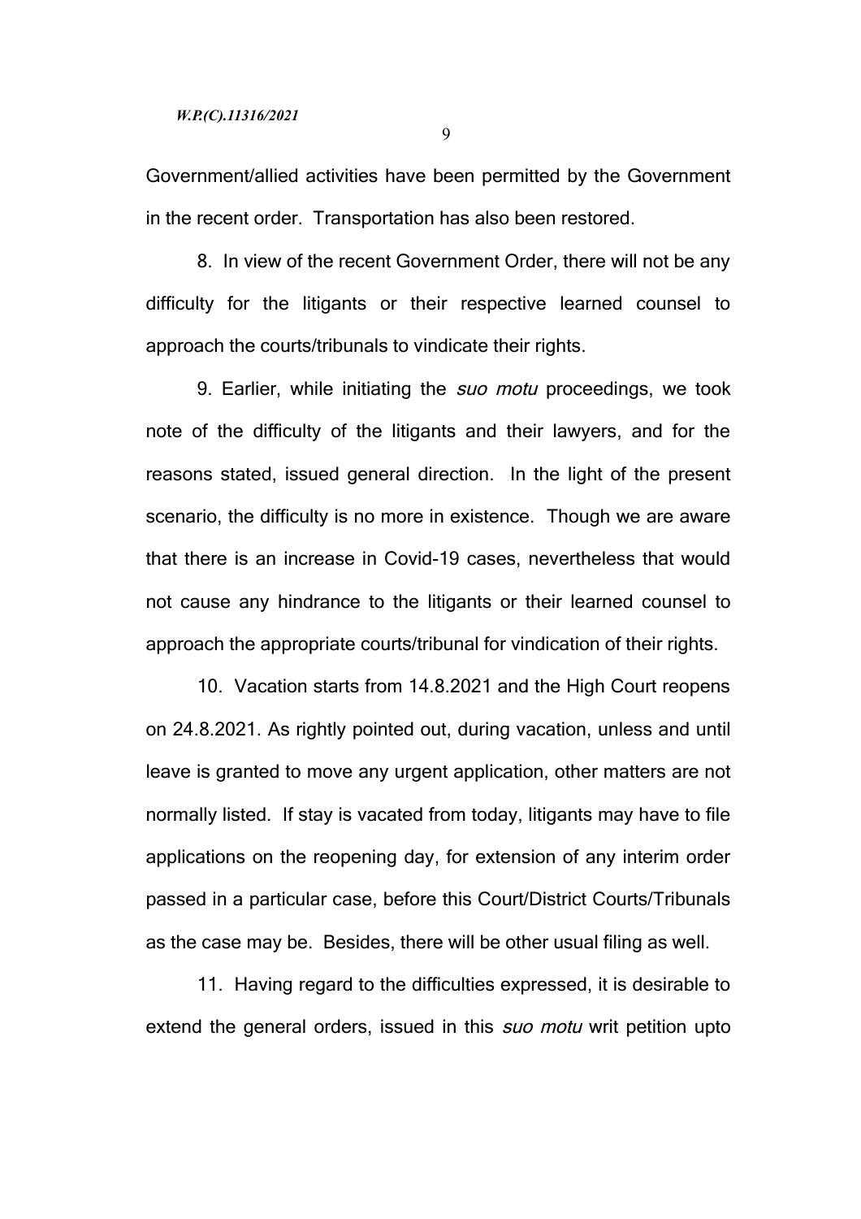Government/allied activities have been permitted by the Government in the recent order. Transportation has also been restored.

8. In view of the recent Government Order, there will not be any difficulty for the litigants or their respective learned counsel to approach the courts/tribunals to vindicate their rights.

9. Earlier, while initiating the *suo motu* proceedings, we took note of the difficulty of the litigants and their lawyers, and for the reasons stated, issued general direction. In the light of the present scenario, the difficulty is no more in existence. Though we are aware that there is an increase in Covid-19 cases, nevertheless that would not cause any hindrance to the litigants or their learned counsel to approach the appropriate courts/tribunal for vindication of their rights.

10. Vacation starts from 14.8.2021 and the High Court reopens on 24.8.2021. As rightly pointed out, during vacation, unless and until leave is granted to move any urgent application, other matters are not normally listed. If stay is vacated from today, litigants may have to file applications on the reopening day, for extension of any interim order passed in a particular case, before this Court/District Courts/Tribunals as the case may be. Besides, there will be other usual filing as well.

11. Having regard to the difficulties expressed, it is desirable to extend the general orders, issued in this *suo motu* writ petition upto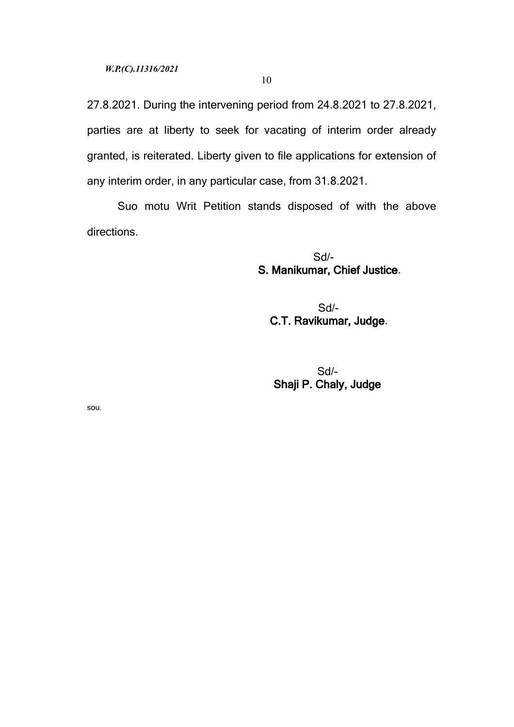27.8.2021. During the intervening period from 24.8.2021 to 27.8.2021, parties are at liberty to seek for vacating of interim order already granted, is reiterated. Liberty given to file applications for extension of any interim order, in any particular case, from 31.8.2021.

Suo motu Writ Petition stands disposed of with the above directions.

Sd/-
**S. Manikumar, Chief Justice**.

Sd/-
**C.T. Ravikumar, Judge**.

Sd/-
**Shaji P. Chaly, Judge**

sou.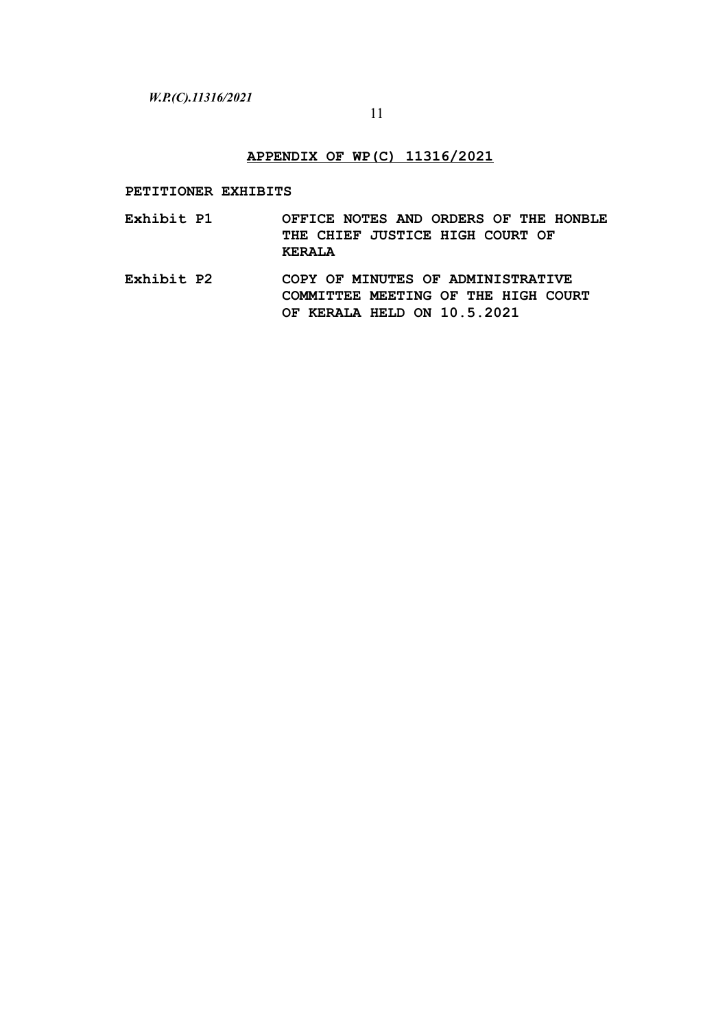## APPENDIX OF WP(C) 11316/2021

**PETITIONER EXHIBITS**

| | |
|---|---|
| **Exhibit P1** | **OFFICE NOTES AND ORDERS OF THE HONBLE THE CHIEF JUSTICE HIGH COURT OF KERALA** |
| **Exhibit P2** | **COPY OF MINUTES OF ADMINISTRATIVE COMMITTEE MEETING OF THE HIGH COURT OF KERALA HELD ON 10.5.2021** |